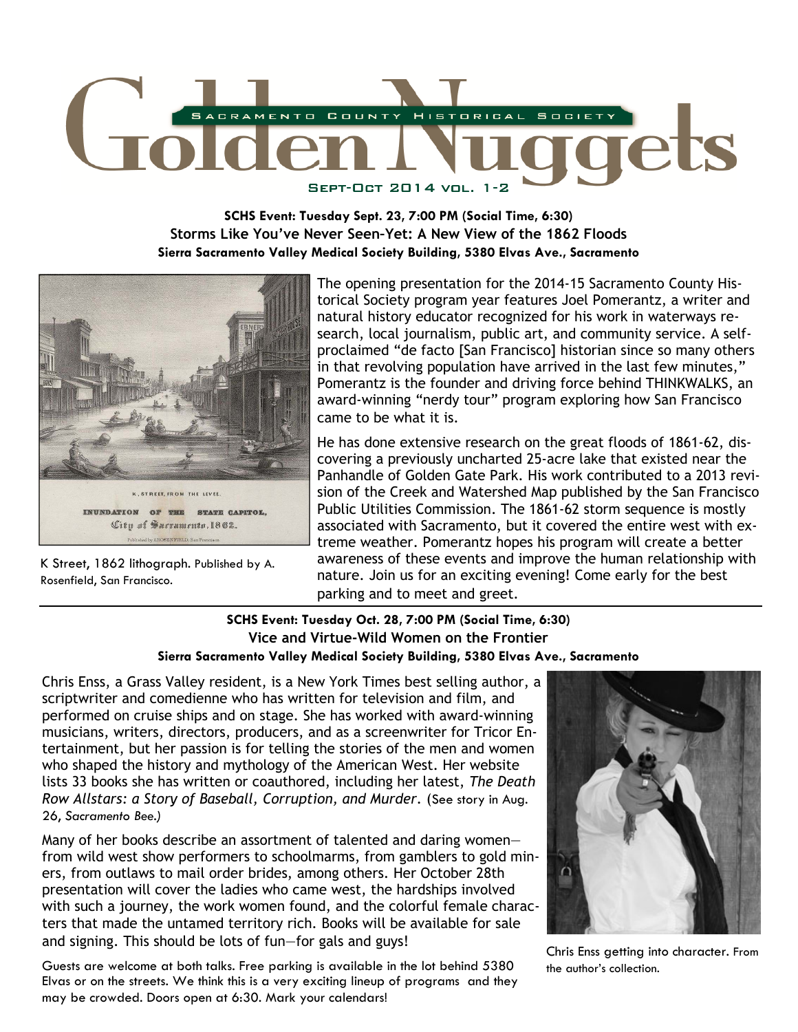# Golden Nuggets

Sacramento County Historical Society

Sept-Oct 2014 vol. 1-2

**SCHS Event: Tuesday Sept. 23, 7:00 PM (Social Time, 6:30)**
**Storms Like You've Never Seen–Yet: A New View of the 1862 Floods**
**Sierra Sacramento Valley Medical Society Building, 5380 Elvas Ave., Sacramento**

K Street, 1862 lithograph. Published by A. Rosenfield, San Francisco.

The opening presentation for the 2014-15 Sacramento County Historical Society program year features Joel Pomerantz, a writer and natural history educator recognized for his work in waterways research, local journalism, public art, and community service. A self-proclaimed "de facto [San Francisco] historian since so many others in that revolving population have arrived in the last few minutes," Pomerantz is the founder and driving force behind THINKWALKS, an award-winning "nerdy tour" program exploring how San Francisco came to be what it is.

He has done extensive research on the great floods of 1861-62, discovering a previously uncharted 25-acre lake that existed near the Panhandle of Golden Gate Park. His work contributed to a 2013 revision of the Creek and Watershed Map published by the San Francisco Public Utilities Commission. The 1861-62 storm sequence is mostly associated with Sacramento, but it covered the entire west with extreme weather. Pomerantz hopes his program will create a better awareness of these events and improve the human relationship with nature. Join us for an exciting evening! Come early for the best parking and to meet and greet.

---

**SCHS Event: Tuesday Oct. 28, 7:00 PM (Social Time, 6:30)**
**Vice and Virtue-Wild Women on the Frontier**
**Sierra Sacramento Valley Medical Society Building, 5380 Elvas Ave., Sacramento**

Chris Enss, a Grass Valley resident, is a New York Times best selling author, a scriptwriter and comedienne who has written for television and film, and performed on cruise ships and on stage. She has worked with award-winning musicians, writers, directors, producers, and as a screenwriter for Tricor Entertainment, but her passion is for telling the stories of the men and women who shaped the history and mythology of the American West. Her website lists 33 books she has written or coauthored, including her latest, *The Death Row Allstars: a Story of Baseball, Corruption, and Murder*. (See story in Aug. 26, *Sacramento Bee.)*

Many of her books describe an assortment of talented and daring women—from wild west show performers to schoolmarms, from gamblers to gold miners, from outlaws to mail order brides, among others. Her October 28th presentation will cover the ladies who came west, the hardships involved with such a journey, the work women found, and the colorful female characters that made the untamed territory rich. Books will be available for sale and signing. This should be lots of fun—for gals and guys!

Chris Enss getting into character. From the author's collection.

Guests are welcome at both talks. Free parking is available in the lot behind 5380 Elvas or on the streets. We think this is a very exciting lineup of programs and they may be crowded. Doors open at 6:30. Mark your calendars!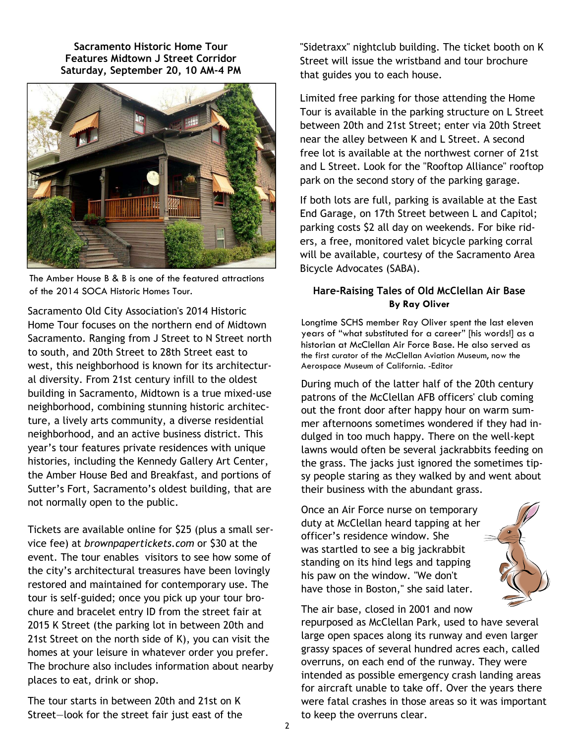**Sacramento Historic Home Tour Features Midtown J Street Corridor Saturday, September 20, 10 AM-4 PM**

The Amber House B & B is one of the featured attractions of the 2014 SOCA Historic Homes Tour.

Sacramento Old City Association's 2014 Historic Home Tour focuses on the northern end of Midtown Sacramento. Ranging from J Street to N Street north to south, and 20th Street to 28th Street east to west, this neighborhood is known for its architectural diversity. From 21st century infill to the oldest building in Sacramento, Midtown is a true mixed-use neighborhood, combining stunning historic architecture, a lively arts community, a diverse residential neighborhood, and an active business district. This year's tour features private residences with unique histories, including the Kennedy Gallery Art Center, the Amber House Bed and Breakfast, and portions of Sutter's Fort, Sacramento's oldest building, that are not normally open to the public.

Tickets are available online for $25 (plus a small service fee) at *brownpapertickets.com* or $30 at the event. The tour enables visitors to see how some of the city's architectural treasures have been lovingly restored and maintained for contemporary use. The tour is self-guided; once you pick up your tour brochure and bracelet entry ID from the street fair at 2015 K Street (the parking lot in between 20th and 21st Street on the north side of K), you can visit the homes at your leisure in whatever order you prefer. The brochure also includes information about nearby places to eat, drink or shop.

The tour starts in between 20th and 21st on K Street—look for the street fair just east of the "Sidetraxx" nightclub building. The ticket booth on K Street will issue the wristband and tour brochure that guides you to each house.

Limited free parking for those attending the Home Tour is available in the parking structure on L Street between 20th and 21st Street; enter via 20th Street near the alley between K and L Street. A second free lot is available at the northwest corner of 21st and L Street. Look for the "Rooftop Alliance" rooftop park on the second story of the parking garage.

If both lots are full, parking is available at the East End Garage, on 17th Street between L and Capitol; parking costs $2 all day on weekends. For bike riders, a free, monitored valet bicycle parking corral will be available, courtesy of the Sacramento Area Bicycle Advocates (SABA).

### Hare-Raising Tales of Old McClellan Air Base

**By Ray Oliver**

Longtime SCHS member Ray Oliver spent the last eleven years of "what substituted for a career" [his words!] as a historian at McClellan Air Force Base. He also served as the first curator of the McClellan Aviation Museum, now the Aerospace Museum of California. -Editor

During much of the latter half of the 20th century patrons of the McClellan AFB officers' club coming out the front door after happy hour on warm summer afternoons sometimes wondered if they had indulged in too much happy. There on the well-kept lawns would often be several jackrabbits feeding on the grass. The jacks just ignored the sometimes tipsy people staring as they walked by and went about their business with the abundant grass.

Once an Air Force nurse on temporary duty at McClellan heard tapping at her officer's residence window. She was startled to see a big jackrabbit standing on its hind legs and tapping his paw on the window. "We don't have those in Boston," she said later.

The air base, closed in 2001 and now repurposed as McClellan Park, used to have several large open spaces along its runway and even larger grassy spaces of several hundred acres each, called overruns, on each end of the runway. They were intended as possible emergency crash landing areas for aircraft unable to take off. Over the years there were fatal crashes in those areas so it was important to keep the overruns clear.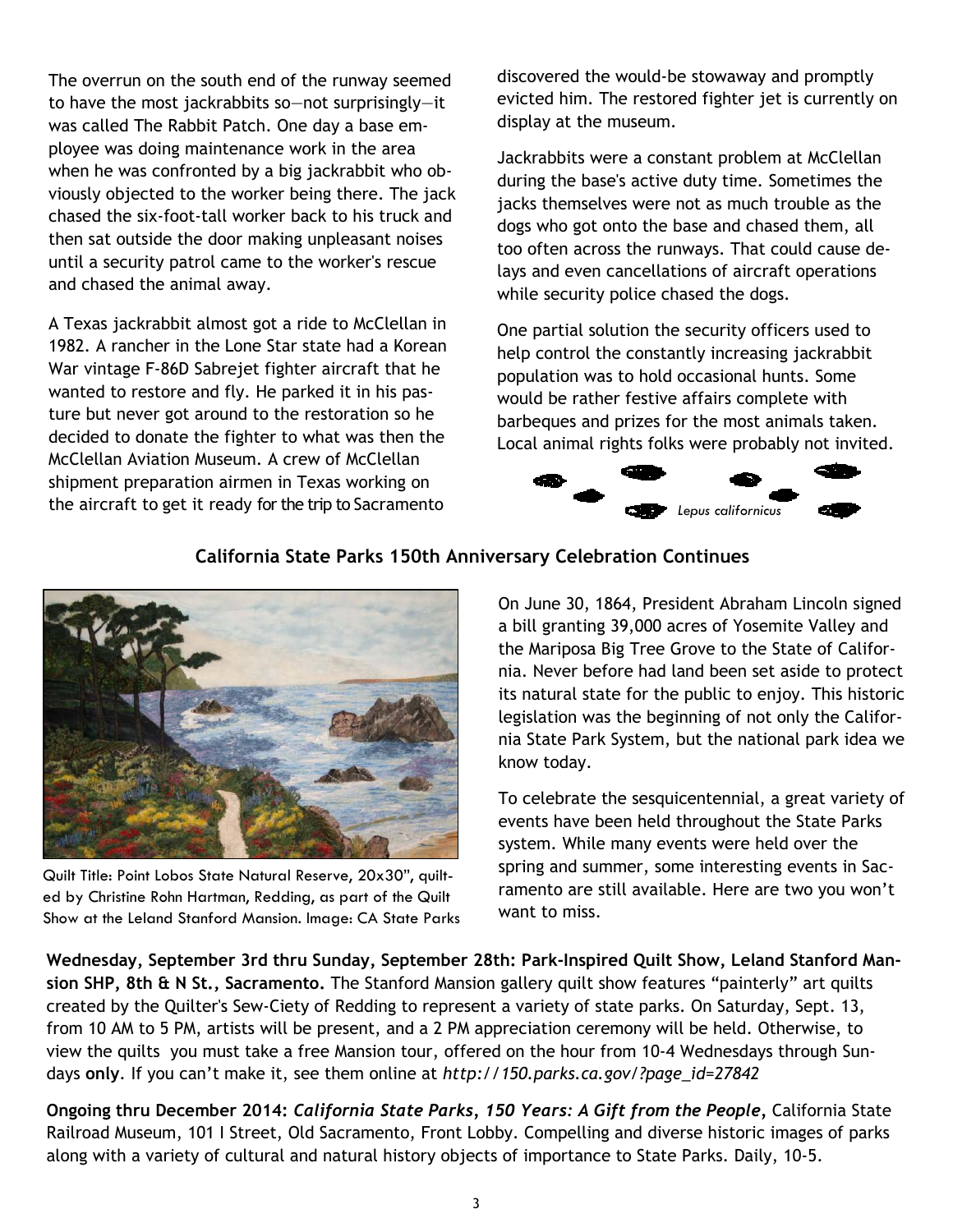The overrun on the south end of the runway seemed to have the most jackrabbits so—not surprisingly—it was called The Rabbit Patch. One day a base employee was doing maintenance work in the area when he was confronted by a big jackrabbit who obviously objected to the worker being there. The jack chased the six-foot-tall worker back to his truck and then sat outside the door making unpleasant noises until a security patrol came to the worker's rescue and chased the animal away.

A Texas jackrabbit almost got a ride to McClellan in 1982. A rancher in the Lone Star state had a Korean War vintage F-86D Sabrejet fighter aircraft that he wanted to restore and fly. He parked it in his pasture but never got around to the restoration so he decided to donate the fighter to what was then the McClellan Aviation Museum. A crew of McClellan shipment preparation airmen in Texas working on the aircraft to get it ready for the trip to Sacramento discovered the would-be stowaway and promptly evicted him. The restored fighter jet is currently on display at the museum.

Jackrabbits were a constant problem at McClellan during the base's active duty time. Sometimes the jacks themselves were not as much trouble as the dogs who got onto the base and chased them, all too often across the runways. That could cause delays and even cancellations of aircraft operations while security police chased the dogs.

One partial solution the security officers used to help control the constantly increasing jackrabbit population was to hold occasional hunts. Some would be rather festive affairs complete with barbeques and prizes for the most animals taken. Local animal rights folks were probably not invited.

*Lepus californicus*

## California State Parks 150th Anniversary Celebration Continues

Quilt Title: Point Lobos State Natural Reserve, 20x30", quilted by Christine Rohn Hartman, Redding, as part of the Quilt Show at the Leland Stanford Mansion. Image: CA State Parks

On June 30, 1864, President Abraham Lincoln signed a bill granting 39,000 acres of Yosemite Valley and the Mariposa Big Tree Grove to the State of California. Never before had land been set aside to protect its natural state for the public to enjoy. This historic legislation was the beginning of not only the California State Park System, but the national park idea we know today.

To celebrate the sesquicentennial, a great variety of events have been held throughout the State Parks system. While many events were held over the spring and summer, some interesting events in Sacramento are still available. Here are two you won't want to miss.

**Wednesday, September 3rd thru Sunday, September 28th: Park-Inspired Quilt Show, Leland Stanford Mansion SHP, 8th & N St., Sacramento.** The Stanford Mansion gallery quilt show features "painterly" art quilts created by the Quilter's Sew-Ciety of Redding to represent a variety of state parks. On Saturday, Sept. 13, from 10 AM to 5 PM, artists will be present, and a 2 PM appreciation ceremony will be held. Otherwise, to view the quilts you must take a free Mansion tour, offered on the hour from 10-4 Wednesdays through Sundays **only**. If you can't make it, see them online at *http://150.parks.ca.gov/?page_id=27842*

**Ongoing thru December 2014: *California State Parks, 150 Years: A Gift from the People*,** California State Railroad Museum, 101 I Street, Old Sacramento, Front Lobby. Compelling and diverse historic images of parks along with a variety of cultural and natural history objects of importance to State Parks. Daily, 10-5.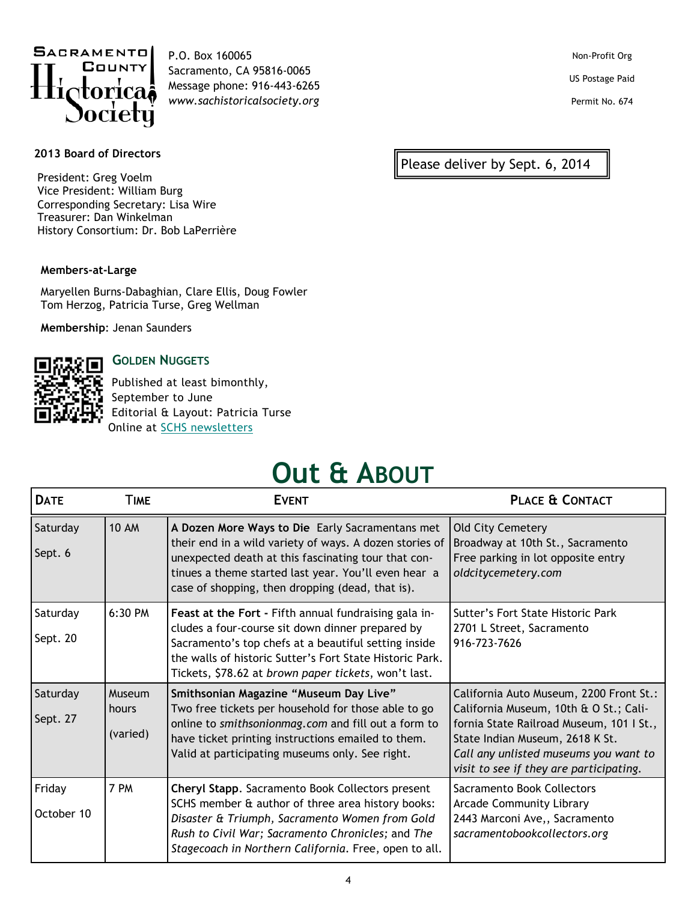SACRAMENTO COUNTY Historical Society

P.O. Box 160065
Sacramento, CA 95816-0065
Message phone: 916-443-6265
*www.sachistoricalsociety.org*

Non-Profit Org
US Postage Paid
Permit No. 674

Please deliver by Sept. 6, 2014

**2013 Board of Directors**

President: Greg Voelm
Vice President: William Burg
Corresponding Secretary: Lisa Wire
Treasurer: Dan Winkelman
History Consortium: Dr. Bob LaPerrière

**Members-at-Large**

Maryellen Burns-Dabaghian, Clare Ellis, Doug Fowler
Tom Herzog, Patricia Turse, Greg Wellman

**Membership**: Jenan Saunders

**GOLDEN NUGGETS**

Published at least bimonthly,
September to June
Editorial & Layout: Patricia Turse
Online at SCHS newsletters

# Out & About

| Date | Time | Event | Place & Contact |
|---|---|---|---|
| Saturday Sept. 6 | 10 AM | **A Dozen More Ways to Die** Early Sacramentans met their end in a wild variety of ways. A dozen stories of unexpected death at this fascinating tour that continues a theme started last year. You'll even hear a case of shopping, then dropping (dead, that is). | Old City Cemetery<br>Broadway at 10th St., Sacramento<br>Free parking in lot opposite entry<br>*oldcitycemetery.com* |
| Saturday Sept. 20 | 6:30 PM | **Feast at the Fort -** Fifth annual fundraising gala includes a four-course sit down dinner prepared by Sacramento's top chefs at a beautiful setting inside the walls of historic Sutter's Fort State Historic Park. Tickets, $78.62 at *brown paper tickets*, won't last. | Sutter's Fort State Historic Park<br>2701 L Street, Sacramento<br>916-723-7626 |
| Saturday Sept. 27 | Museum hours (varied) | **Smithsonian Magazine "Museum Day Live"** Two free tickets per household for those able to go online to *smithsonionmag.com* and fill out a form to have ticket printing instructions emailed to them. Valid at participating museums only. See right. | California Auto Museum, 2200 Front St.: California Museum, 10th & O St.; California State Railroad Museum, 101 I St., State Indian Museum, 2618 K St.<br>*Call any unlisted museums you want to visit to see if they are participating.* |
| Friday October 10 | 7 PM | **Cheryl Stapp**. Sacramento Book Collectors present SCHS member & author of three area history books: *Disaster & Triumph, Sacramento Women from Gold Rush to Civil War; Sacramento Chronicles;* and *The Stagecoach in Northern California*. Free, open to all. | Sacramento Book Collectors<br>Arcade Community Library<br>2443 Marconi Ave,, Sacramento<br>*sacramentobookcollectors.org* |